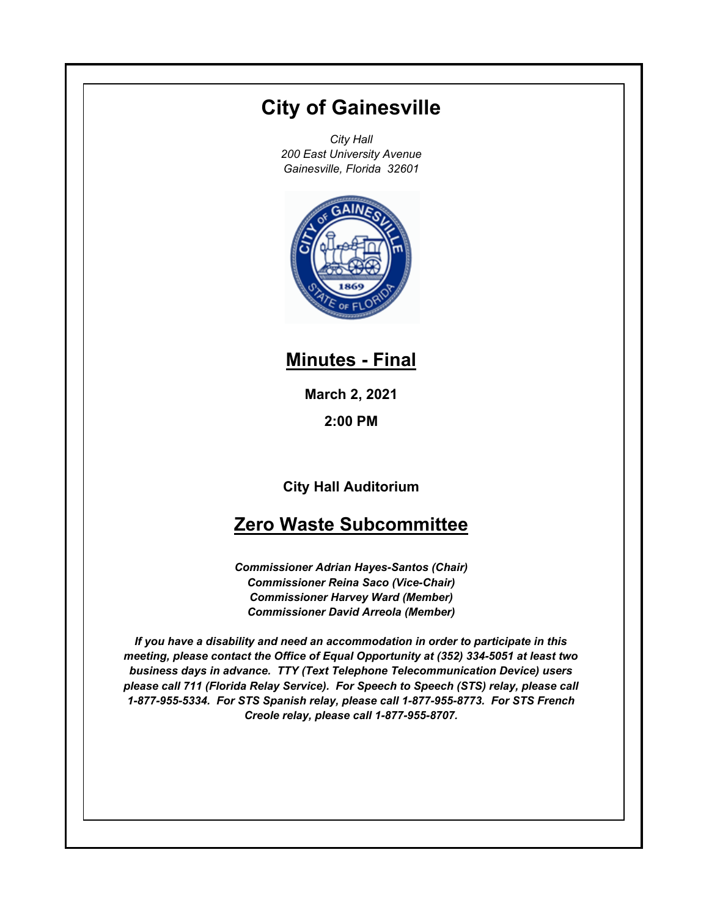# City of Gainesville

*City Hall*
*200 East University Avenue*
*Gainesville, Florida 32601*

## Minutes - Final

**March 2, 2021**

**2:00 PM**

**City Hall Auditorium**

## Zero Waste Subcommittee

***Commissioner Adrian Hayes-Santos (Chair)***
***Commissioner Reina Saco (Vice-Chair)***
***Commissioner Harvey Ward (Member)***
***Commissioner David Arreola (Member)***

***If you have a disability and need an accommodation in order to participate in this meeting, please contact the Office of Equal Opportunity at (352) 334-5051 at least two business days in advance. TTY (Text Telephone Telecommunication Device) users please call 711 (Florida Relay Service). For Speech to Speech (STS) relay, please call 1-877-955-5334. For STS Spanish relay, please call 1-877-955-8773. For STS French Creole relay, please call 1-877-955-8707.***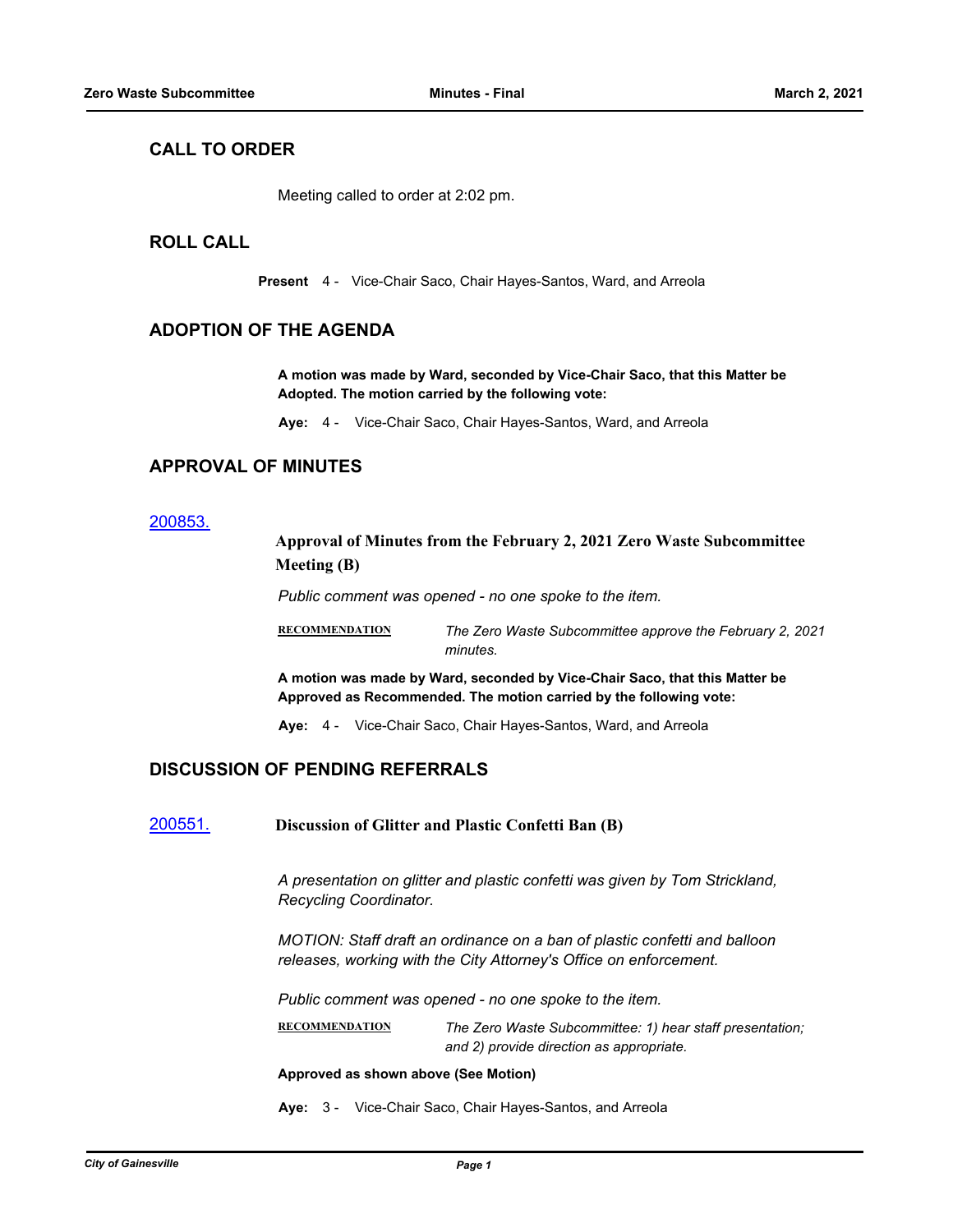## CALL TO ORDER

Meeting called to order at 2:02 pm.

## ROLL CALL

**Present** 4 - Vice-Chair Saco, Chair Hayes-Santos, Ward, and Arreola

## ADOPTION OF THE AGENDA

**A motion was made by Ward, seconded by Vice-Chair Saco, that this Matter be Adopted. The motion carried by the following vote:**

**Aye:** 4 - Vice-Chair Saco, Chair Hayes-Santos, Ward, and Arreola

## APPROVAL OF MINUTES

[200853.](#)

**Approval of Minutes from the February 2, 2021 Zero Waste Subcommittee Meeting (B)**

*Public comment was opened - no one spoke to the item.*

**RECOMMENDATION** *The Zero Waste Subcommittee approve the February 2, 2021 minutes.*

**A motion was made by Ward, seconded by Vice-Chair Saco, that this Matter be Approved as Recommended. The motion carried by the following vote:**

**Aye:** 4 - Vice-Chair Saco, Chair Hayes-Santos, Ward, and Arreola

## DISCUSSION OF PENDING REFERRALS

[200551.](#) **Discussion of Glitter and Plastic Confetti Ban (B)**

*A presentation on glitter and plastic confetti was given by Tom Strickland, Recycling Coordinator.*

*MOTION: Staff draft an ordinance on a ban of plastic confetti and balloon releases, working with the City Attorney's Office on enforcement.*

*Public comment was opened - no one spoke to the item.*

**RECOMMENDATION** *The Zero Waste Subcommittee: 1) hear staff presentation; and 2) provide direction as appropriate.*

**Approved as shown above (See Motion)**

**Aye:** 3 - Vice-Chair Saco, Chair Hayes-Santos, and Arreola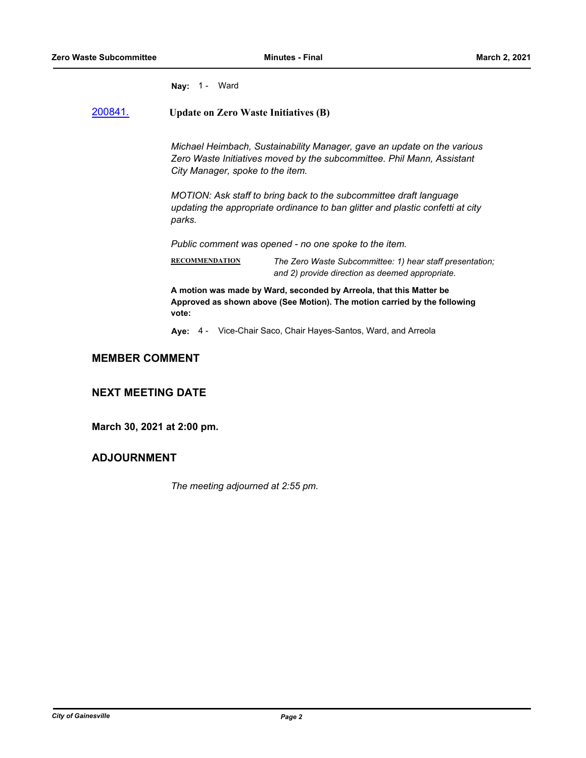**Nay:** 1 - Ward

**200841. Update on Zero Waste Initiatives (B)**

*Michael Heimbach, Sustainability Manager, gave an update on the various Zero Waste Initiatives moved by the subcommittee. Phil Mann, Assistant City Manager, spoke to the item.*

*MOTION: Ask staff to bring back to the subcommittee draft language updating the appropriate ordinance to ban glitter and plastic confetti at city parks.*

*Public comment was opened - no one spoke to the item.*

**RECOMMENDATION** *The Zero Waste Subcommittee: 1) hear staff presentation; and 2) provide direction as deemed appropriate.*

**A motion was made by Ward, seconded by Arreola, that this Matter be Approved as shown above (See Motion). The motion carried by the following vote:**

**Aye:** 4 - Vice-Chair Saco, Chair Hayes-Santos, Ward, and Arreola

## MEMBER COMMENT

## NEXT MEETING DATE

**March 30, 2021 at 2:00 pm.**

## ADJOURNMENT

*The meeting adjourned at 2:55 pm.*